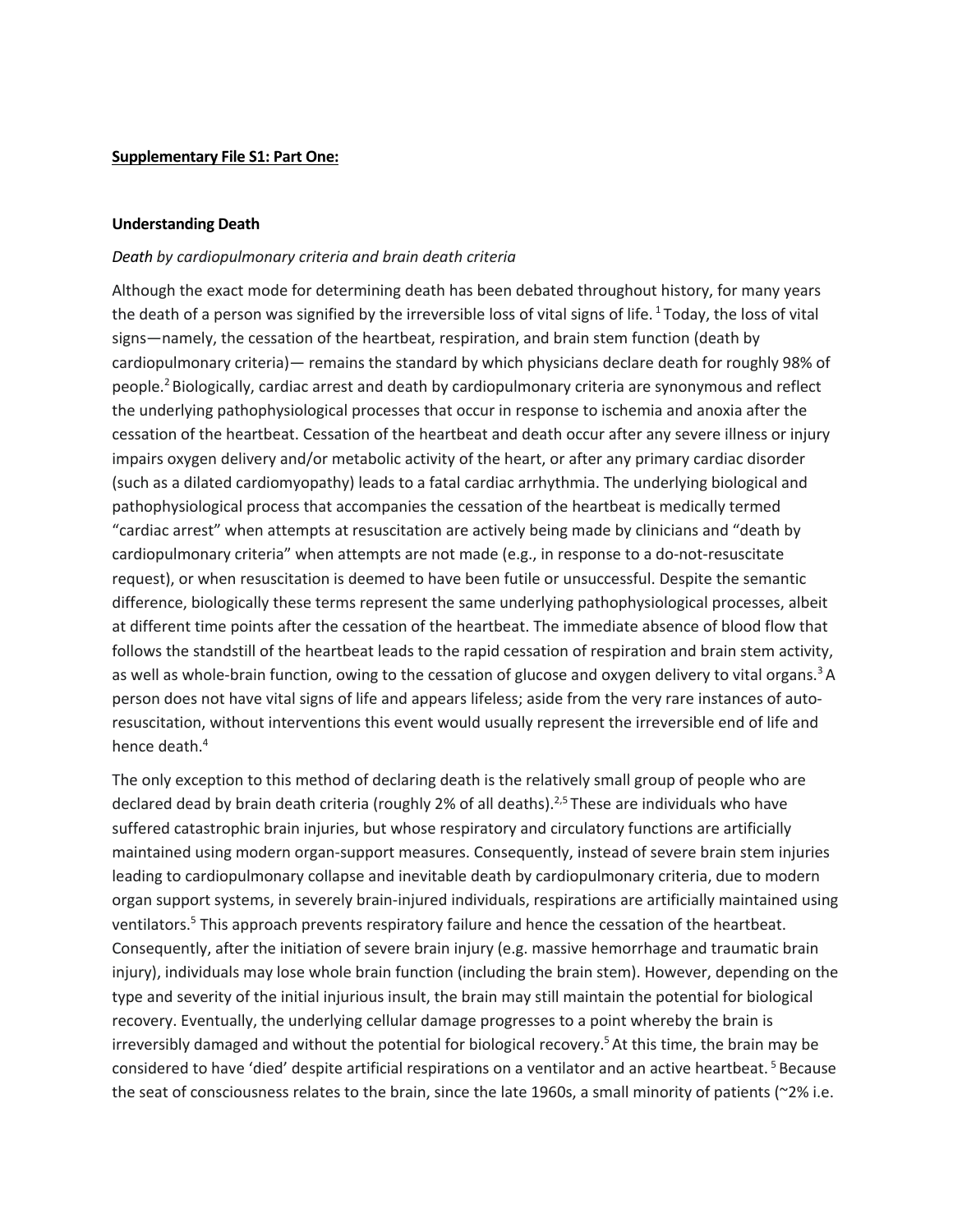**Supplementary File S1: Part One:**

**Understanding Death**

*Death by cardiopulmonary criteria and brain death criteria*

Although the exact mode for determining death has been debated throughout history, for many years the death of a person was signified by the irreversible loss of vital signs of life.[1] Today, the loss of vital signs—namely, the cessation of the heartbeat, respiration, and brain stem function (death by cardiopulmonary criteria)— remains the standard by which physicians declare death for roughly 98% of people.[2] Biologically, cardiac arrest and death by cardiopulmonary criteria are synonymous and reflect the underlying pathophysiological processes that occur in response to ischemia and anoxia after the cessation of the heartbeat. Cessation of the heartbeat and death occur after any severe illness or injury impairs oxygen delivery and/or metabolic activity of the heart, or after any primary cardiac disorder (such as a dilated cardiomyopathy) leads to a fatal cardiac arrhythmia. The underlying biological and pathophysiological process that accompanies the cessation of the heartbeat is medically termed "cardiac arrest" when attempts at resuscitation are actively being made by clinicians and "death by cardiopulmonary criteria" when attempts are not made (e.g., in response to a do-not-resuscitate request), or when resuscitation is deemed to have been futile or unsuccessful. Despite the semantic difference, biologically these terms represent the same underlying pathophysiological processes, albeit at different time points after the cessation of the heartbeat. The immediate absence of blood flow that follows the standstill of the heartbeat leads to the rapid cessation of respiration and brain stem activity, as well as whole-brain function, owing to the cessation of glucose and oxygen delivery to vital organs.[3] A person does not have vital signs of life and appears lifeless; aside from the very rare instances of auto-resuscitation, without interventions this event would usually represent the irreversible end of life and hence death.[4]

The only exception to this method of declaring death is the relatively small group of people who are declared dead by brain death criteria (roughly 2% of all deaths).[2,5] These are individuals who have suffered catastrophic brain injuries, but whose respiratory and circulatory functions are artificially maintained using modern organ-support measures. Consequently, instead of severe brain stem injuries leading to cardiopulmonary collapse and inevitable death by cardiopulmonary criteria, due to modern organ support systems, in severely brain-injured individuals, respirations are artificially maintained using ventilators.[5] This approach prevents respiratory failure and hence the cessation of the heartbeat. Consequently, after the initiation of severe brain injury (e.g. massive hemorrhage and traumatic brain injury), individuals may lose whole brain function (including the brain stem). However, depending on the type and severity of the initial injurious insult, the brain may still maintain the potential for biological recovery. Eventually, the underlying cellular damage progresses to a point whereby the brain is irreversibly damaged and without the potential for biological recovery.[5] At this time, the brain may be considered to have 'died' despite artificial respirations on a ventilator and an active heartbeat.[5] Because the seat of consciousness relates to the brain, since the late 1960s, a small minority of patients (~2% i.e.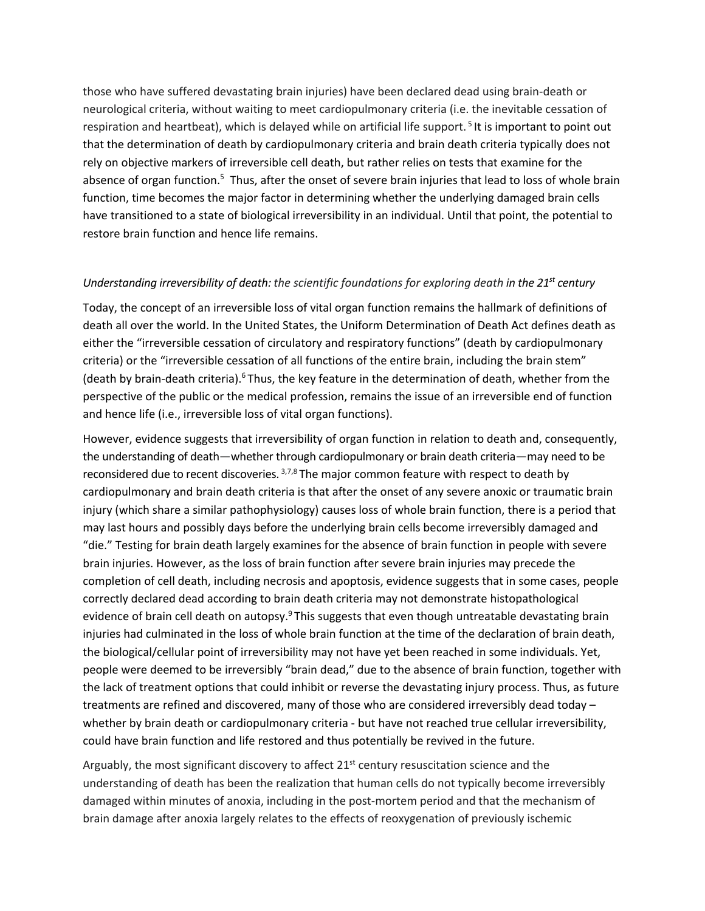those who have suffered devastating brain injuries) have been declared dead using brain-death or neurological criteria, without waiting to meet cardiopulmonary criteria (i.e. the inevitable cessation of respiration and heartbeat), which is delayed while on artificial life support.[5] It is important to point out that the determination of death by cardiopulmonary criteria and brain death criteria typically does not rely on objective markers of irreversible cell death, but rather relies on tests that examine for the absence of organ function.[5] Thus, after the onset of severe brain injuries that lead to loss of whole brain function, time becomes the major factor in determining whether the underlying damaged brain cells have transitioned to a state of biological irreversibility in an individual. Until that point, the potential to restore brain function and hence life remains.

*Understanding irreversibility of death: the scientific foundations for exploring death in the 21st century*

Today, the concept of an irreversible loss of vital organ function remains the hallmark of definitions of death all over the world. In the United States, the Uniform Determination of Death Act defines death as either the "irreversible cessation of circulatory and respiratory functions" (death by cardiopulmonary criteria) or the "irreversible cessation of all functions of the entire brain, including the brain stem" (death by brain-death criteria).[6] Thus, the key feature in the determination of death, whether from the perspective of the public or the medical profession, remains the issue of an irreversible end of function and hence life (i.e., irreversible loss of vital organ functions).

However, evidence suggests that irreversibility of organ function in relation to death and, consequently, the understanding of death—whether through cardiopulmonary or brain death criteria—may need to be reconsidered due to recent discoveries.[3,7,8] The major common feature with respect to death by cardiopulmonary and brain death criteria is that after the onset of any severe anoxic or traumatic brain injury (which share a similar pathophysiology) causes loss of whole brain function, there is a period that may last hours and possibly days before the underlying brain cells become irreversibly damaged and "die." Testing for brain death largely examines for the absence of brain function in people with severe brain injuries. However, as the loss of brain function after severe brain injuries may precede the completion of cell death, including necrosis and apoptosis, evidence suggests that in some cases, people correctly declared dead according to brain death criteria may not demonstrate histopathological evidence of brain cell death on autopsy.[9] This suggests that even though untreatable devastating brain injuries had culminated in the loss of whole brain function at the time of the declaration of brain death, the biological/cellular point of irreversibility may not have yet been reached in some individuals. Yet, people were deemed to be irreversibly "brain dead," due to the absence of brain function, together with the lack of treatment options that could inhibit or reverse the devastating injury process. Thus, as future treatments are refined and discovered, many of those who are considered irreversibly dead today – whether by brain death or cardiopulmonary criteria - but have not reached true cellular irreversibility, could have brain function and life restored and thus potentially be revived in the future.

Arguably, the most significant discovery to affect 21st century resuscitation science and the understanding of death has been the realization that human cells do not typically become irreversibly damaged within minutes of anoxia, including in the post-mortem period and that the mechanism of brain damage after anoxia largely relates to the effects of reoxygenation of previously ischemic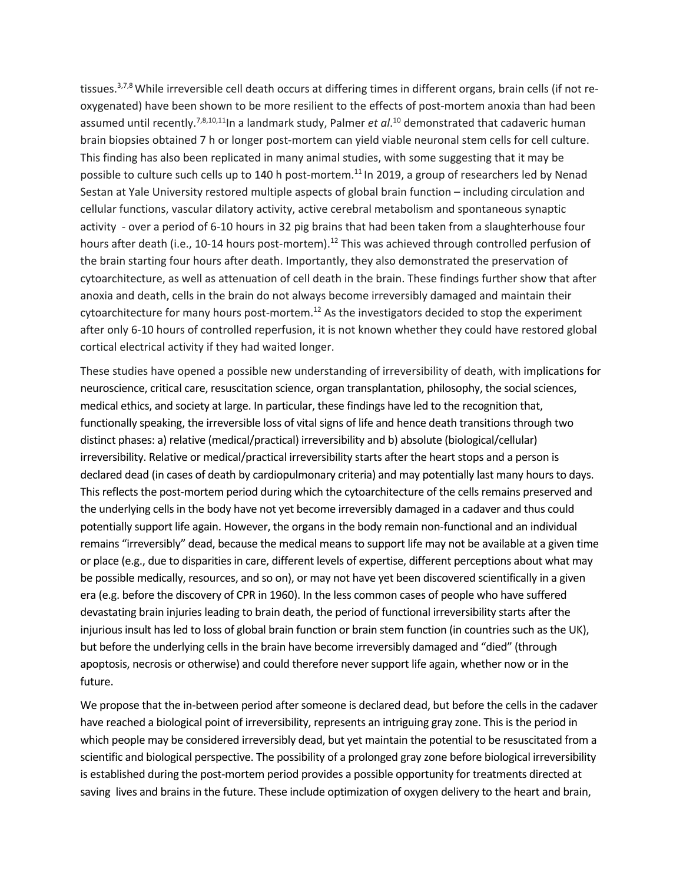tissues.[3,7,8] While irreversible cell death occurs at differing times in different organs, brain cells (if not re-oxygenated) have been shown to be more resilient to the effects of post-mortem anoxia than had been assumed until recently.[7,8,10,11] In a landmark study, Palmer *et al*.[10] demonstrated that cadaveric human brain biopsies obtained 7 h or longer post-mortem can yield viable neuronal stem cells for cell culture. This finding has also been replicated in many animal studies, with some suggesting that it may be possible to culture such cells up to 140 h post-mortem.[11] In 2019, a group of researchers led by Nenad Sestan at Yale University restored multiple aspects of global brain function – including circulation and cellular functions, vascular dilatory activity, active cerebral metabolism and spontaneous synaptic activity - over a period of 6-10 hours in 32 pig brains that had been taken from a slaughterhouse four hours after death (i.e., 10-14 hours post-mortem).[12] This was achieved through controlled perfusion of the brain starting four hours after death. Importantly, they also demonstrated the preservation of cytoarchitecture, as well as attenuation of cell death in the brain. These findings further show that after anoxia and death, cells in the brain do not always become irreversibly damaged and maintain their cytoarchitecture for many hours post-mortem.[12] As the investigators decided to stop the experiment after only 6-10 hours of controlled reperfusion, it is not known whether they could have restored global cortical electrical activity if they had waited longer.

These studies have opened a possible new understanding of irreversibility of death, with implications for neuroscience, critical care, resuscitation science, organ transplantation, philosophy, the social sciences, medical ethics, and society at large. In particular, these findings have led to the recognition that, functionally speaking, the irreversible loss of vital signs of life and hence death transitions through two distinct phases: a) relative (medical/practical) irreversibility and b) absolute (biological/cellular) irreversibility. Relative or medical/practical irreversibility starts after the heart stops and a person is declared dead (in cases of death by cardiopulmonary criteria) and may potentially last many hours to days. This reflects the post-mortem period during which the cytoarchitecture of the cells remains preserved and the underlying cells in the body have not yet become irreversibly damaged in a cadaver and thus could potentially support life again. However, the organs in the body remain non-functional and an individual remains "irreversibly" dead, because the medical means to support life may not be available at a given time or place (e.g., due to disparities in care, different levels of expertise, different perceptions about what may be possible medically, resources, and so on), or may not have yet been discovered scientifically in a given era (e.g. before the discovery of CPR in 1960). In the less common cases of people who have suffered devastating brain injuries leading to brain death, the period of functional irreversibility starts after the injurious insult has led to loss of global brain function or brain stem function (in countries such as the UK), but before the underlying cells in the brain have become irreversibly damaged and "died" (through apoptosis, necrosis or otherwise) and could therefore never support life again, whether now or in the future.

We propose that the in-between period after someone is declared dead, but before the cells in the cadaver have reached a biological point of irreversibility, represents an intriguing gray zone. This is the period in which people may be considered irreversibly dead, but yet maintain the potential to be resuscitated from a scientific and biological perspective. The possibility of a prolonged gray zone before biological irreversibility is established during the post-mortem period provides a possible opportunity for treatments directed at saving lives and brains in the future. These include optimization of oxygen delivery to the heart and brain,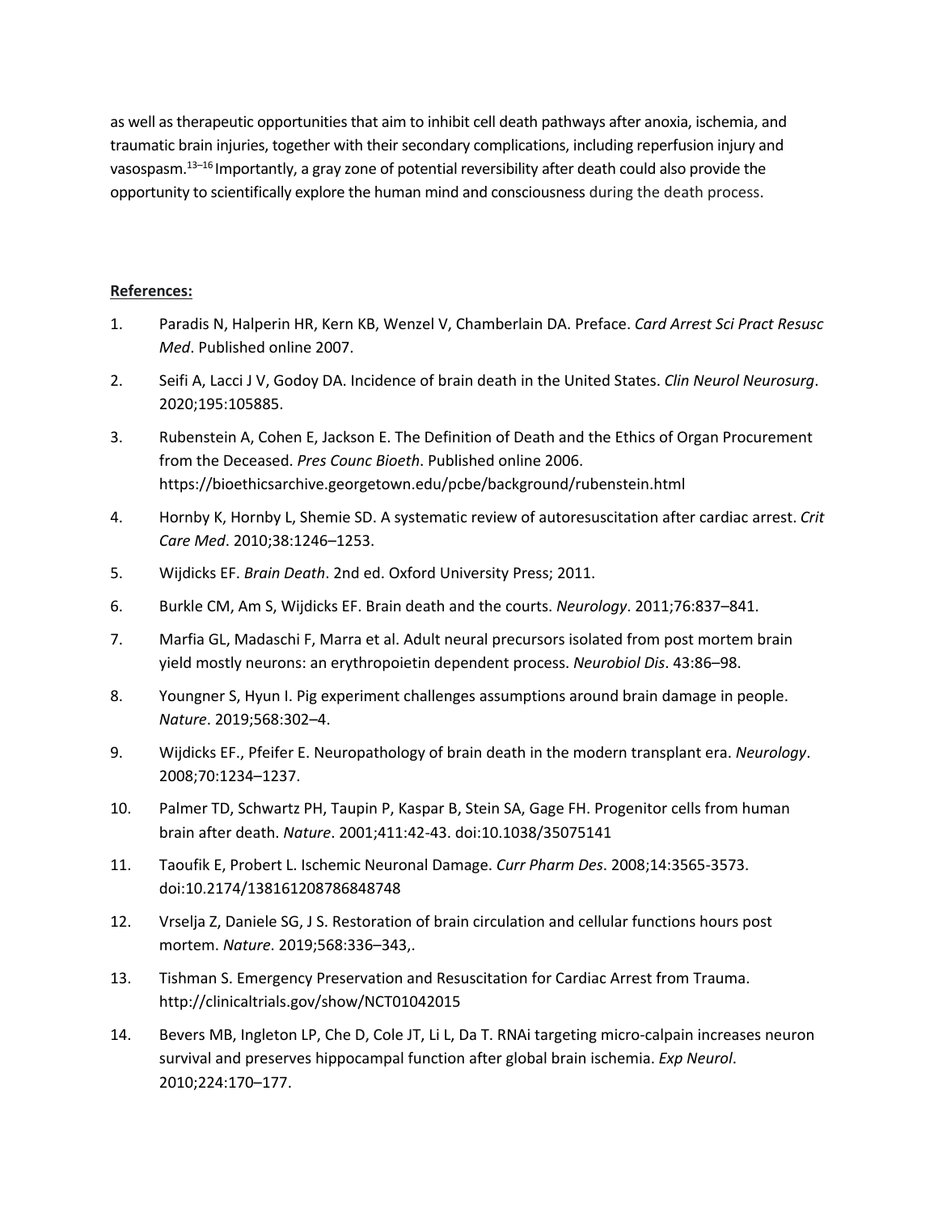as well as therapeutic opportunities that aim to inhibit cell death pathways after anoxia, ischemia, and traumatic brain injuries, together with their secondary complications, including reperfusion injury and vasospasm.[13–16] Importantly, a gray zone of potential reversibility after death could also provide the opportunity to scientifically explore the human mind and consciousness during the death process.

**References:**

1. Paradis N, Halperin HR, Kern KB, Wenzel V, Chamberlain DA. Preface. *Card Arrest Sci Pract Resusc Med*. Published online 2007.
2. Seifi A, Lacci J V, Godoy DA. Incidence of brain death in the United States. *Clin Neurol Neurosurg*. 2020;195:105885.
3. Rubenstein A, Cohen E, Jackson E. The Definition of Death and the Ethics of Organ Procurement from the Deceased. *Pres Counc Bioeth*. Published online 2006. https://bioethicsarchive.georgetown.edu/pcbe/background/rubenstein.html
4. Hornby K, Hornby L, Shemie SD. A systematic review of autoresuscitation after cardiac arrest. *Crit Care Med*. 2010;38:1246–1253.
5. Wijdicks EF. *Brain Death*. 2nd ed. Oxford University Press; 2011.
6. Burkle CM, Am S, Wijdicks EF. Brain death and the courts. *Neurology*. 2011;76:837–841.
7. Marfia GL, Madaschi F, Marra et al. Adult neural precursors isolated from post mortem brain yield mostly neurons: an erythropoietin dependent process. *Neurobiol Dis*. 43:86–98.
8. Youngner S, Hyun I. Pig experiment challenges assumptions around brain damage in people. *Nature*. 2019;568:302–4.
9. Wijdicks EF., Pfeifer E. Neuropathology of brain death in the modern transplant era. *Neurology*. 2008;70:1234–1237.
10. Palmer TD, Schwartz PH, Taupin P, Kaspar B, Stein SA, Gage FH. Progenitor cells from human brain after death. *Nature*. 2001;411:42-43. doi:10.1038/35075141
11. Taoufik E, Probert L. Ischemic Neuronal Damage. *Curr Pharm Des*. 2008;14:3565-3573. doi:10.2174/138161208786848748
12. Vrselja Z, Daniele SG, J S. Restoration of brain circulation and cellular functions hours post mortem. *Nature*. 2019;568:336–343,.
13. Tishman S. Emergency Preservation and Resuscitation for Cardiac Arrest from Trauma. http://clinicaltrials.gov/show/NCT01042015
14. Bevers MB, Ingleton LP, Che D, Cole JT, Li L, Da T. RNAi targeting micro-calpain increases neuron survival and preserves hippocampal function after global brain ischemia. *Exp Neurol*. 2010;224:170–177.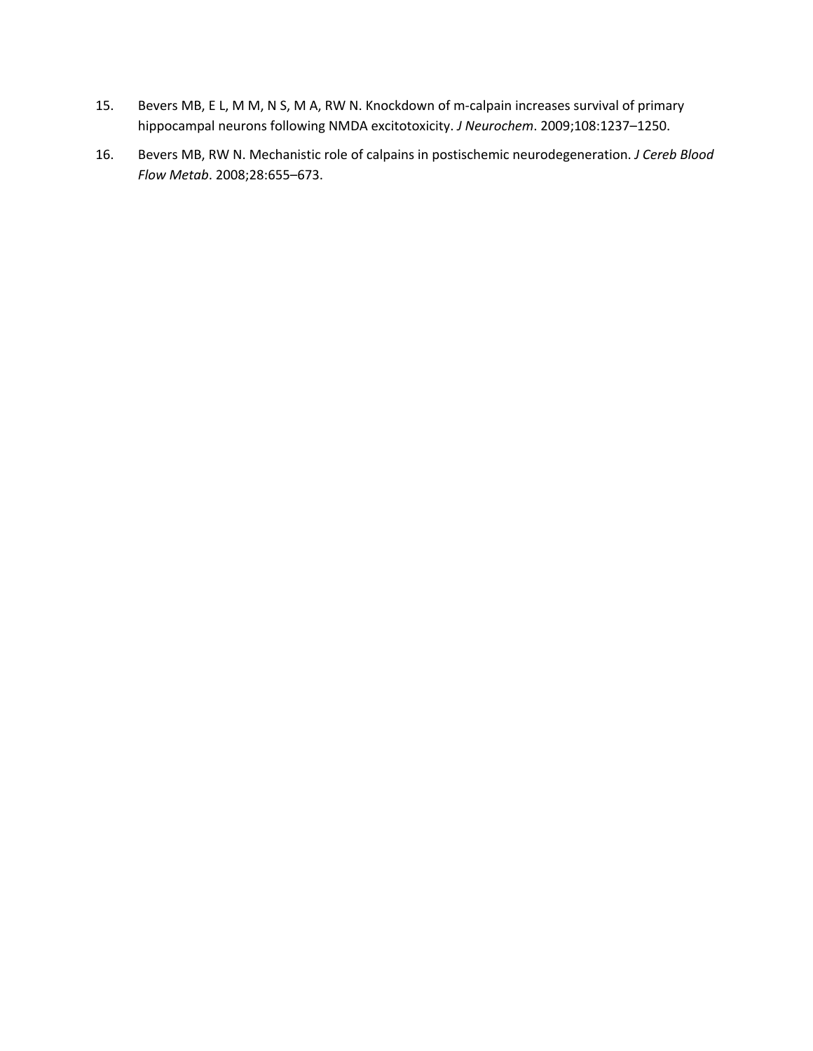15. Bevers MB, E L, M M, N S, M A, RW N. Knockdown of m-calpain increases survival of primary hippocampal neurons following NMDA excitotoxicity. *J Neurochem*. 2009;108:1237–1250.

16. Bevers MB, RW N. Mechanistic role of calpains in postischemic neurodegeneration. *J Cereb Blood Flow Metab*. 2008;28:655–673.